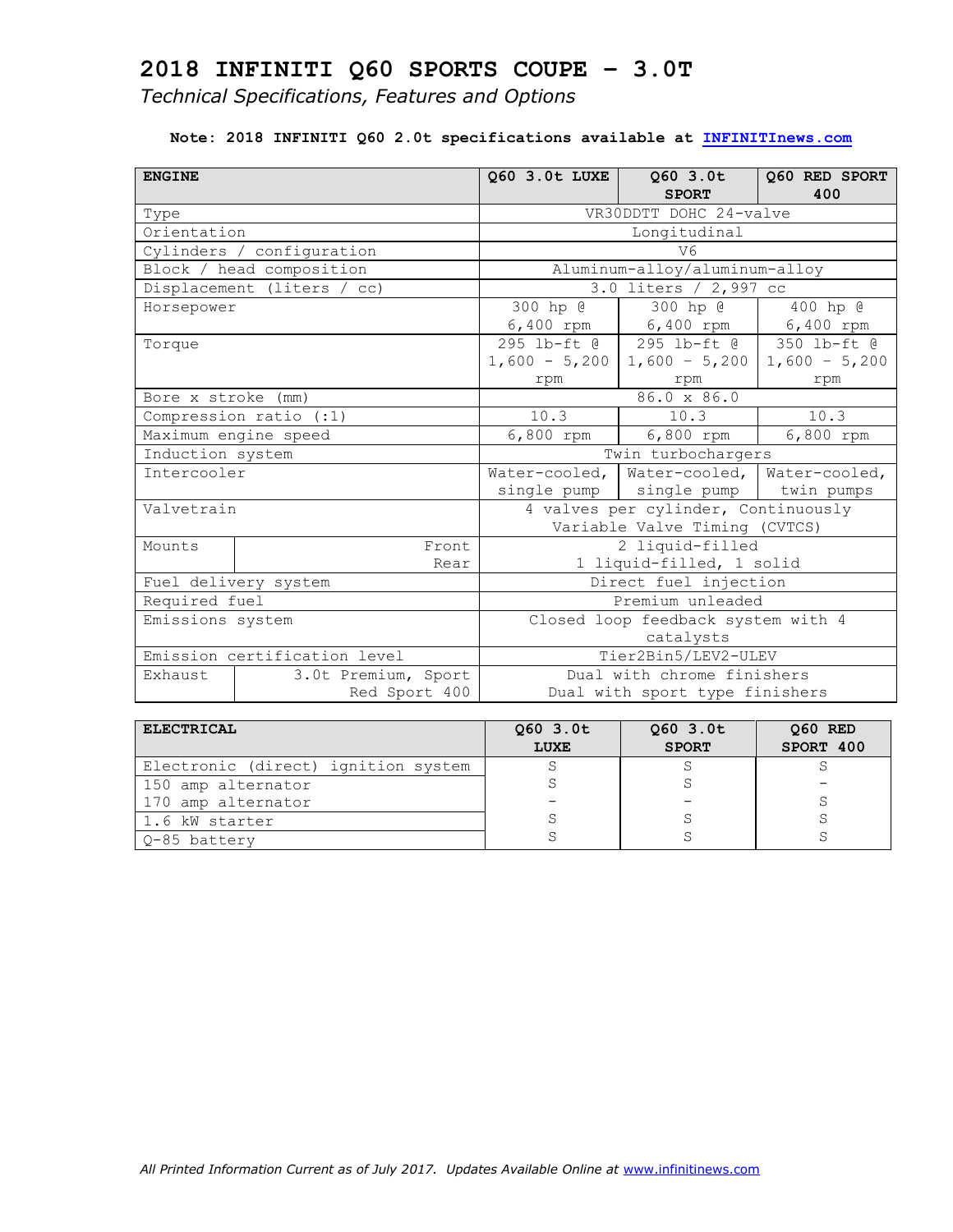# 2018 INFINITI Q60 SPORTS COUPE – 3.0T

*Technical Specifications, Features and Options*

**Note: 2018 INFINITI Q60 2.0t specifications available at INFINITInews.com**

| ENGINE | | Q60 3.0t LUXE | Q60 3.0t SPORT | Q60 RED SPORT 400 |
|---|---|---|---|---|
| Type | | VR30DDTT DOHC 24-valve | | |
| Orientation | | Longitudinal | | |
| Cylinders / configuration | | V6 | | |
| Block / head composition | | Aluminum-alloy/aluminum-alloy | | |
| Displacement (liters / cc) | | 3.0 liters / 2,997 cc | | |
| Horsepower | | 300 hp @ 6,400 rpm | 300 hp @ 6,400 rpm | 400 hp @ 6,400 rpm |
| Torque | | 295 lb-ft @ 1,600 – 5,200 rpm | 295 lb-ft @ 1,600 – 5,200 rpm | 350 lb-ft @ 1,600 – 5,200 rpm |
| Bore x stroke (mm) | | 86.0 x 86.0 | | |
| Compression ratio (:1) | | 10.3 | 10.3 | 10.3 |
| Maximum engine speed | | 6,800 rpm | 6,800 rpm | 6,800 rpm |
| Induction system | | Twin turbochargers | | |
| Intercooler | | Water-cooled, single pump | Water-cooled, single pump | Water-cooled, twin pumps |
| Valvetrain | | 4 valves per cylinder, Continuously Variable Valve Timing (CVTCS) | | |
| Mounts | Front | 2 liquid-filled | | |
| | Rear | 1 liquid-filled, 1 solid | | |
| Fuel delivery system | | Direct fuel injection | | |
| Required fuel | | Premium unleaded | | |
| Emissions system | | Closed loop feedback system with 4 catalysts | | |
| Emission certification level | | Tier2Bin5/LEV2-ULEV | | |
| Exhaust | 3.0t Premium, Sport | Dual with chrome finishers | | |
| | Red Sport 400 | Dual with sport type finishers | | |

| ELECTRICAL | Q60 3.0t LUXE | Q60 3.0t SPORT | Q60 RED SPORT 400 |
|---|---|---|---|
| Electronic (direct) ignition system | S | S | S |
| 150 amp alternator | S | S | – |
| 170 amp alternator | – | – | S |
| 1.6 kW starter | S | S | S |
| Q-85 battery | S | S | S |

*All Printed Information Current as of July 2017. Updates Available Online at www.infinitinews.com*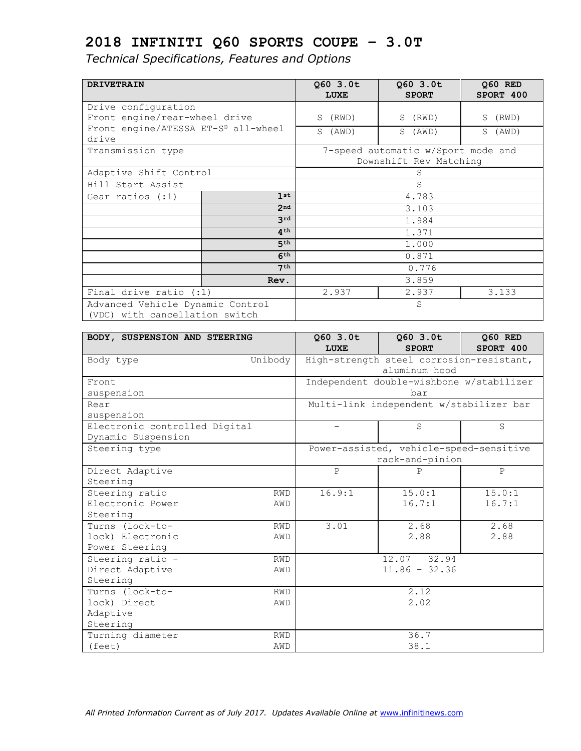# 2018 INFINITI Q60 SPORTS COUPE – 3.0T

*Technical Specifications, Features and Options*

| DRIVETRAIN | | Q60 3.0t LUXE | Q60 3.0t SPORT | Q60 RED SPORT 400 |
|---|---|---|---|---|
| Drive configuration | | | | |
| Front engine/rear-wheel drive | | S (RWD) | S (RWD) | S (RWD) |
| Front engine/ATESSA ET-S® all-wheel drive | | S (AWD) | S (AWD) | S (AWD) |
| Transmission type | | 7-speed automatic w/Sport mode and Downshift Rev Matching | | |
| Adaptive Shift Control | | S | | |
| Hill Start Assist | | S | | |
| Gear ratios (:1) | 1st | 4.783 | | |
| | 2nd | 3.103 | | |
| | 3rd | 1.984 | | |
| | 4th | 1.371 | | |
| | 5th | 1.000 | | |
| | 6th | 0.871 | | |
| | 7th | 0.776 | | |
| | Rev. | 3.859 | | |
| Final drive ratio (:1) | | 2.937 | 2.937 | 3.133 |
| Advanced Vehicle Dynamic Control (VDC) with cancellation switch | | S | | |

| BODY, SUSPENSION AND STEERING | | Q60 3.0t LUXE | Q60 3.0t SPORT | Q60 RED SPORT 400 |
|---|---|---|---|---|
| Body type | Unibody | High-strength steel corrosion-resistant, aluminum hood | | |
| Front suspension | | Independent double-wishbone w/stabilizer bar | | |
| Rear suspension | | Multi-link independent w/stabilizer bar | | |
| Electronic controlled Digital Dynamic Suspension | | – | S | S |
| Steering type | | Power-assisted, vehicle-speed-sensitive rack-and-pinion | | |
| Direct Adaptive Steering | | P | P | P |
| Steering ratio Electronic Power Steering | RWD | 16.9:1 | 15.0:1 | 15.0:1 |
| | AWD | | 16.7:1 | 16.7:1 |
| Turns (lock-to-lock) Electronic Power Steering | RWD | 3.01 | 2.68 | 2.68 |
| | AWD | | 2.88 | 2.88 |
| Steering ratio - Direct Adaptive Steering | RWD | 12.07 – 32.94 | | |
| | AWD | 11.86 – 32.36 | | |
| Turns (lock-to-lock) Direct Adaptive Steering | RWD | 2.12 | | |
| | AWD | 2.02 | | |
| Turning diameter (feet) | RWD | 36.7 | | |
| | AWD | 38.1 | | |

*All Printed Information Current as of July 2017. Updates Available Online at www.infinitinews.com*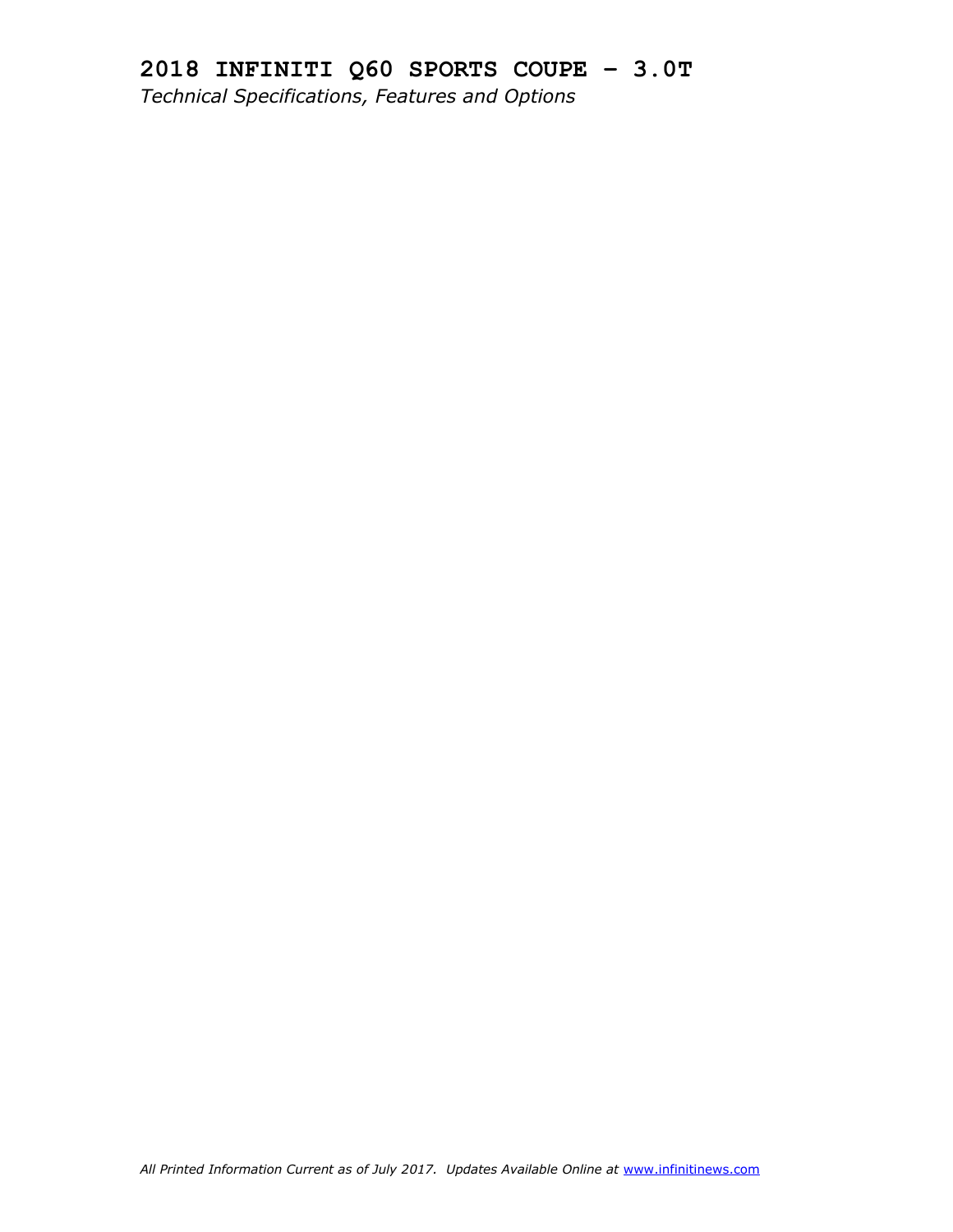# 2018 INFINITI Q60 SPORTS COUPE – 3.0T

*Technical Specifications, Features and Options*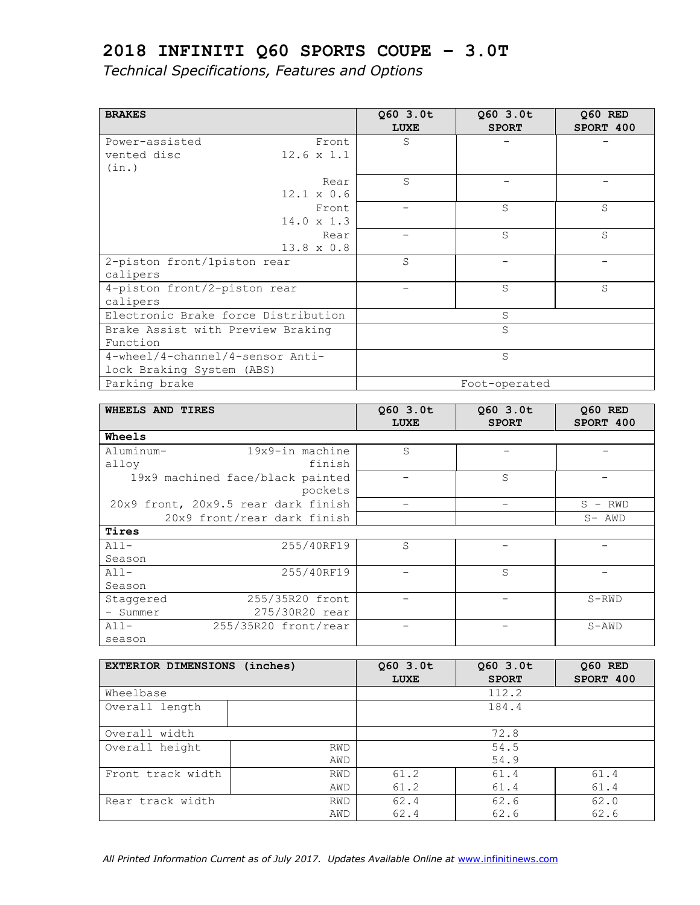# 2018 INFINITI Q60 SPORTS COUPE – 3.0T

*Technical Specifications, Features and Options*

| BRAKES | | Q60 3.0t LUXE | Q60 3.0t SPORT | Q60 RED SPORT 400 |
|---|---|---|---|---|
| Power-assisted vented disc (in.) | Front 12.6 x 1.1 | S | – | – |
| | Rear 12.1 x 0.6 | S | – | – |
| | Front 14.0 x 1.3 | – | S | S |
| | Rear 13.8 x 0.8 | – | S | S |
| 2-piston front/1piston rear calipers | | S | – | – |
| 4-piston front/2-piston rear calipers | | – | S | S |
| Electronic Brake force Distribution | | S | | |
| Brake Assist with Preview Braking Function | | S | | |
| 4-wheel/4-channel/4-sensor Anti-lock Braking System (ABS) | | S | | |
| Parking brake | | Foot-operated | | |

| WHEELS AND TIRES | | Q60 3.0t LUXE | Q60 3.0t SPORT | Q60 RED SPORT 400 |
|---|---|---|---|---|
| **Wheels** | | | | |
| Aluminum-alloy | 19x9-in machine finish | S | – | – |
| | 19x9 machined face/black painted pockets | – | S | – |
| | 20x9 front, 20x9.5 rear dark finish | – | – | S - RWD |
| | 20x9 front/rear dark finish | | | S- AWD |
| **Tires** | | | | |
| All-Season | 255/40RF19 | S | – | – |
| All-Season | 255/40RF19 | – | S | – |
| Staggered - Summer | 255/35R20 front 275/30R20 rear | – | – | S-RWD |
| All-season | 255/35R20 front/rear | – | – | S-AWD |

| EXTERIOR DIMENSIONS (inches) | | Q60 3.0t LUXE | Q60 3.0t SPORT | Q60 RED SPORT 400 |
|---|---|---|---|---|
| Wheelbase | | 112.2 | | |
| Overall length | | 184.4 | | |
| Overall width | | 72.8 | | |
| Overall height | RWD | 54.5 | | |
| | AWD | 54.9 | | |
| Front track width | RWD | 61.2 | 61.4 | 61.4 |
| | AWD | 61.2 | 61.4 | 61.4 |
| Rear track width | RWD | 62.4 | 62.6 | 62.0 |
| | AWD | 62.4 | 62.6 | 62.6 |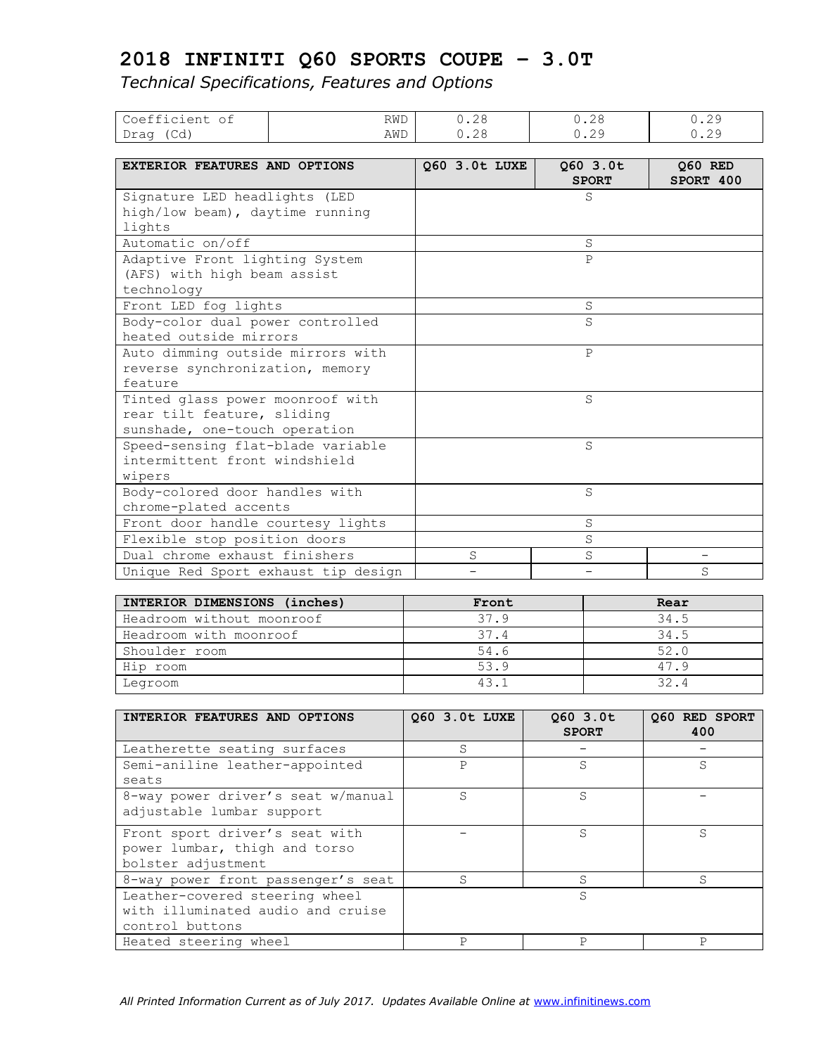# 2018 INFINITI Q60 SPORTS COUPE – 3.0T

*Technical Specifications, Features and Options*

| Coefficient of Drag (Cd) | RWD | 0.28 | 0.28 | 0.29 |
|---|---|---|---|---|
| | AWD | 0.28 | 0.29 | 0.29 |

| EXTERIOR FEATURES AND OPTIONS | Q60 3.0t LUXE | Q60 3.0t SPORT | Q60 RED SPORT 400 |
|---|---|---|---|
| Signature LED headlights (LED high/low beam), daytime running lights | | S | |
| Automatic on/off | | S | |
| Adaptive Front lighting System (AFS) with high beam assist technology | | P | |
| Front LED fog lights | | S | |
| Body-color dual power controlled heated outside mirrors | | S | |
| Auto dimming outside mirrors with reverse synchronization, memory feature | | P | |
| Tinted glass power moonroof with rear tilt feature, sliding sunshade, one-touch operation | | S | |
| Speed-sensing flat-blade variable intermittent front windshield wipers | | S | |
| Body-colored door handles with chrome-plated accents | | S | |
| Front door handle courtesy lights | | S | |
| Flexible stop position doors | | S | |
| Dual chrome exhaust finishers | S | S | – |
| Unique Red Sport exhaust tip design | – | – | S |

| INTERIOR DIMENSIONS (inches) | Front | Rear |
|---|---|---|
| Headroom without moonroof | 37.9 | 34.5 |
| Headroom with moonroof | 37.4 | 34.5 |
| Shoulder room | 54.6 | 52.0 |
| Hip room | 53.9 | 47.9 |
| Legroom | 43.1 | 32.4 |

| INTERIOR FEATURES AND OPTIONS | Q60 3.0t LUXE | Q60 3.0t SPORT | Q60 RED SPORT 400 |
|---|---|---|---|
| Leatherette seating surfaces | S | – | – |
| Semi-aniline leather-appointed seats | P | S | S |
| 8-way power driver's seat w/manual adjustable lumbar support | S | S | – |
| Front sport driver's seat with power lumbar, thigh and torso bolster adjustment | – | S | S |
| 8-way power front passenger's seat | S | S | S |
| Leather-covered steering wheel with illuminated audio and cruise control buttons | | S | |
| Heated steering wheel | P | P | P |

*All Printed Information Current as of July 2017. Updates Available Online at* www.infinitinews.com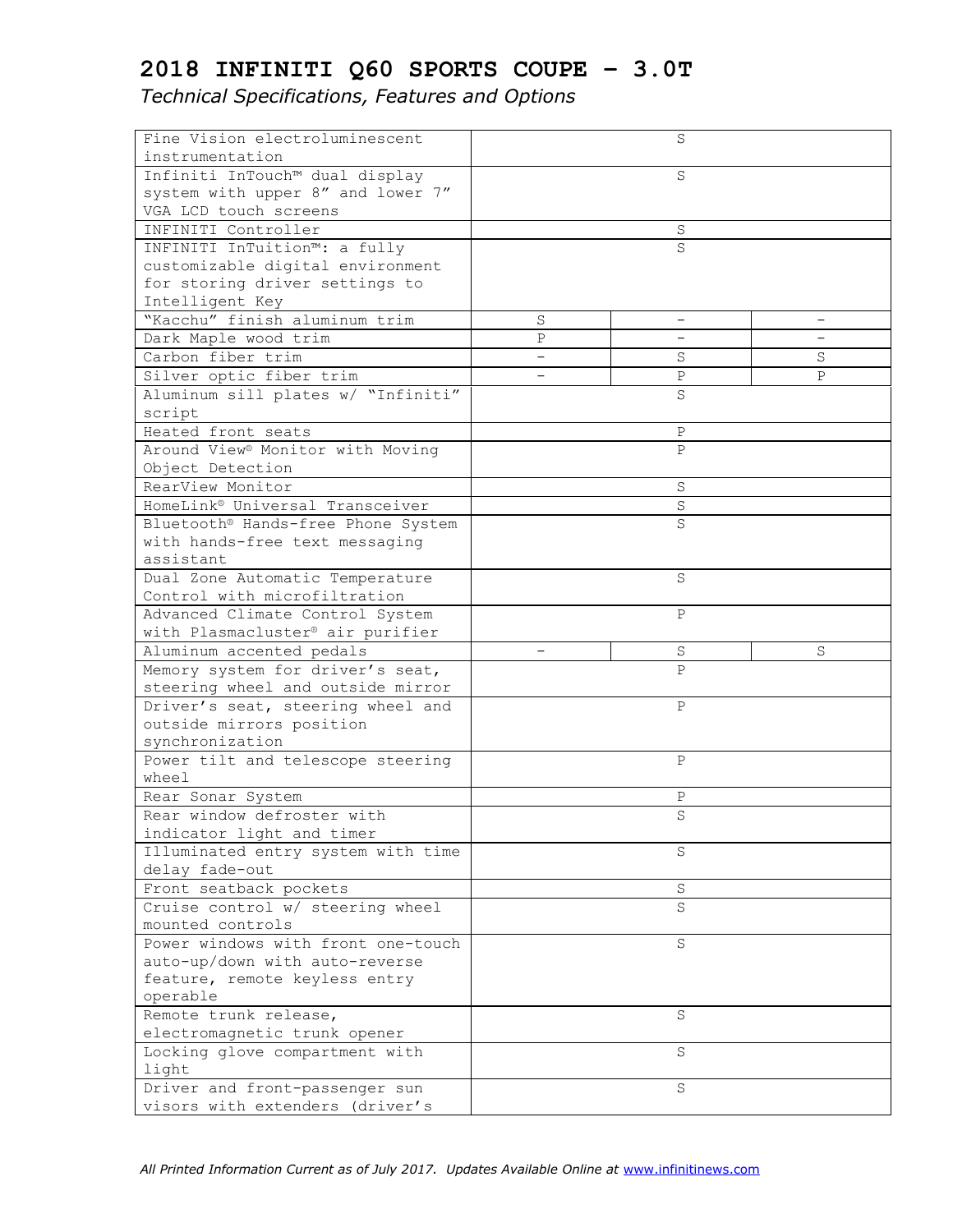# 2018 INFINITI Q60 SPORTS COUPE – 3.0T

*Technical Specifications, Features and Options*

| | | | |
|---|---|---|---|
| Fine Vision electroluminescent instrumentation | S | | |
| Infiniti InTouch™ dual display system with upper 8" and lower 7" VGA LCD touch screens | S | | |
| INFINITI Controller | S | | |
| INFINITI InTuition™: a fully customizable digital environment for storing driver settings to Intelligent Key | S | | |
| "Kacchu" finish aluminum trim | S | – | – |
| Dark Maple wood trim | P | – | – |
| Carbon fiber trim | – | S | S |
| Silver optic fiber trim | – | P | P |
| Aluminum sill plates w/ "Infiniti" script | S | | |
| Heated front seats | P | | |
| Around View® Monitor with Moving Object Detection | P | | |
| RearView Monitor | S | | |
| HomeLink® Universal Transceiver | S | | |
| Bluetooth® Hands-free Phone System with hands-free text messaging assistant | S | | |
| Dual Zone Automatic Temperature Control with microfiltration | S | | |
| Advanced Climate Control System with Plasmacluster® air purifier | P | | |
| Aluminum accented pedals | – | S | S |
| Memory system for driver's seat, steering wheel and outside mirror | P | | |
| Driver's seat, steering wheel and outside mirrors position synchronization | P | | |
| Power tilt and telescope steering wheel | P | | |
| Rear Sonar System | P | | |
| Rear window defroster with indicator light and timer | S | | |
| Illuminated entry system with time delay fade-out | S | | |
| Front seatback pockets | S | | |
| Cruise control w/ steering wheel mounted controls | S | | |
| Power windows with front one-touch auto-up/down with auto-reverse feature, remote keyless entry operable | S | | |
| Remote trunk release, electromagnetic trunk opener | S | | |
| Locking glove compartment with light | S | | |
| Driver and front-passenger sun visors with extenders (driver's | S | | |

*All Printed Information Current as of July 2017. Updates Available Online at* www.infinitinews.com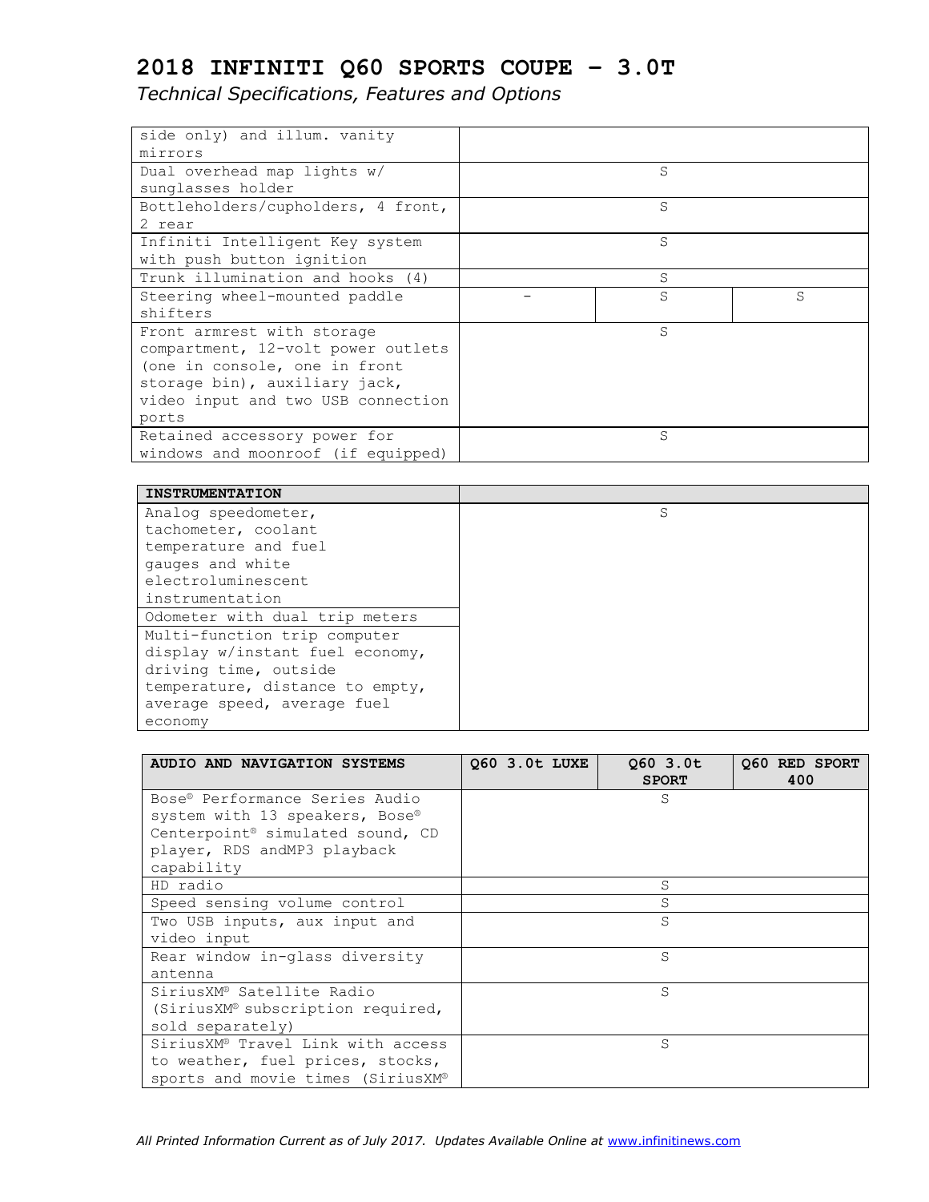# 2018 INFINITI Q60 SPORTS COUPE – 3.0T

*Technical Specifications, Features and Options*

| | | | |
|---|---|---|---|
| side only) and illum. vanity mirrors | | | |
| Dual overhead map lights w/ sunglasses holder | | S | |
| Bottleholders/cupholders, 4 front, 2 rear | | S | |
| Infiniti Intelligent Key system with push button ignition | | S | |
| Trunk illumination and hooks (4) | | S | |
| Steering wheel-mounted paddle shifters | - | S | S |
| Front armrest with storage compartment, 12-volt power outlets (one in console, one in front storage bin), auxiliary jack, video input and two USB connection ports | | S | |
| Retained accessory power for windows and moonroof (if equipped) | | S | |

| INSTRUMENTATION | | | |
|---|---|---|---|
| Analog speedometer, tachometer, coolant temperature and fuel gauges and white electroluminescent instrumentation | | S | |
| Odometer with dual trip meters | | | |
| Multi-function trip computer display w/instant fuel economy, driving time, outside temperature, distance to empty, average speed, average fuel economy | | | |

| AUDIO AND NAVIGATION SYSTEMS | Q60 3.0t LUXE | Q60 3.0t SPORT | Q60 RED SPORT 400 |
|---|---|---|---|
| Bose® Performance Series Audio system with 13 speakers, Bose® Centerpoint® simulated sound, CD player, RDS andMP3 playback capability | | S | |
| HD radio | | S | |
| Speed sensing volume control | | S | |
| Two USB inputs, aux input and video input | | S | |
| Rear window in-glass diversity antenna | | S | |
| SiriusXM® Satellite Radio (SiriusXM® subscription required, sold separately) | | S | |
| SiriusXM® Travel Link with access to weather, fuel prices, stocks, sports and movie times (SiriusXM® | | S | |

*All Printed Information Current as of July 2017. Updates Available Online at www.infinitinews.com*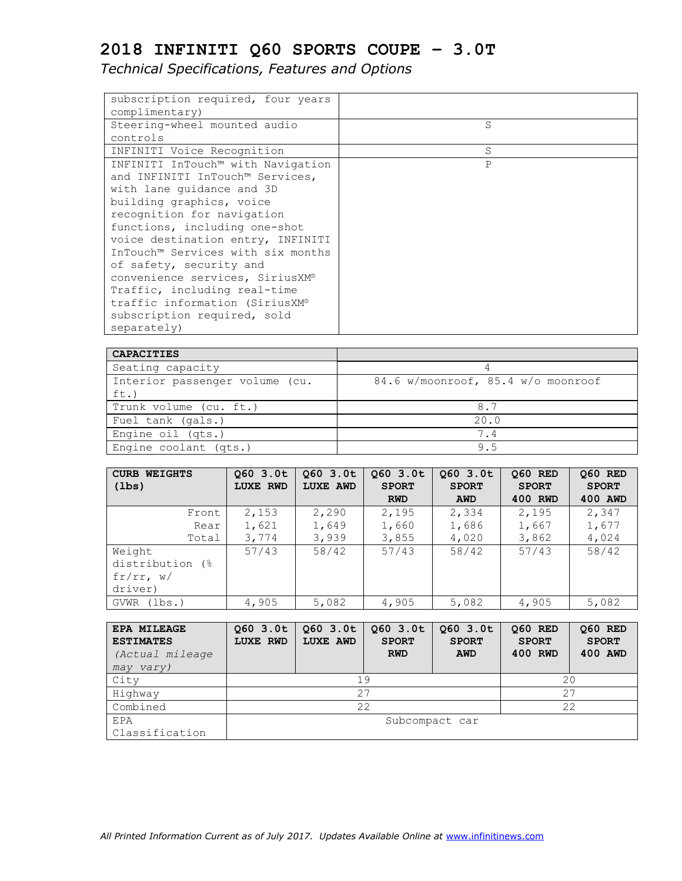# 2018 INFINITI Q60 SPORTS COUPE – 3.0T

*Technical Specifications, Features and Options*

| | |
|---|---|
| subscription required, four years complimentary) | |
| Steering-wheel mounted audio controls | S |
| INFINITI Voice Recognition | S |
| INFINITI InTouch™ with Navigation and INFINITI InTouch™ Services, with lane guidance and 3D building graphics, voice recognition for navigation functions, including one-shot voice destination entry, INFINITI InTouch™ Services with six months of safety, security and convenience services, SiriusXM® Traffic, including real-time traffic information (SiriusXM® subscription required, sold separately) | P |

| **CAPACITIES** | |
|---|---|
| Seating capacity | 4 |
| Interior passenger volume (cu. ft.) | 84.6 w/moonroof, 85.4 w/o moonroof |
| Trunk volume (cu. ft.) | 8.7 |
| Fuel tank (gals.) | 20.0 |
| Engine oil (qts.) | 7.4 |
| Engine coolant (qts.) | 9.5 |

| **CURB WEIGHTS (lbs)** | **Q60 3.0t LUXE RWD** | **Q60 3.0t LUXE AWD** | **Q60 3.0t SPORT RWD** | **Q60 3.0t SPORT AWD** | **Q60 RED SPORT 400 RWD** | **Q60 RED SPORT 400 AWD** |
|---|---|---|---|---|---|---|
| Front | 2,153 | 2,290 | 2,195 | 2,334 | 2,195 | 2,347 |
| Rear | 1,621 | 1,649 | 1,660 | 1,686 | 1,667 | 1,677 |
| Total | 3,774 | 3,939 | 3,855 | 4,020 | 3,862 | 4,024 |
| Weight distribution (% fr/rr, w/ driver) | 57/43 | 58/42 | 57/43 | 58/42 | 57/43 | 58/42 |
| GVWR (lbs.) | 4,905 | 5,082 | 4,905 | 5,082 | 4,905 | 5,082 |

| **EPA MILEAGE ESTIMATES** *(Actual mileage may vary)* | **Q60 3.0t LUXE RWD** | **Q60 3.0t LUXE AWD** | **Q60 3.0t SPORT RWD** | **Q60 3.0t SPORT AWD** | **Q60 RED SPORT 400 RWD** | **Q60 RED SPORT 400 AWD** |
|---|---|---|---|---|---|---|
| City | 19 | | | | 20 | |
| Highway | 27 | | | | 27 | |
| Combined | 22 | | | | 22 | |
| EPA Classification | Subcompact car | | | | | |

*All Printed Information Current as of July 2017. Updates Available Online at* www.infinitinews.com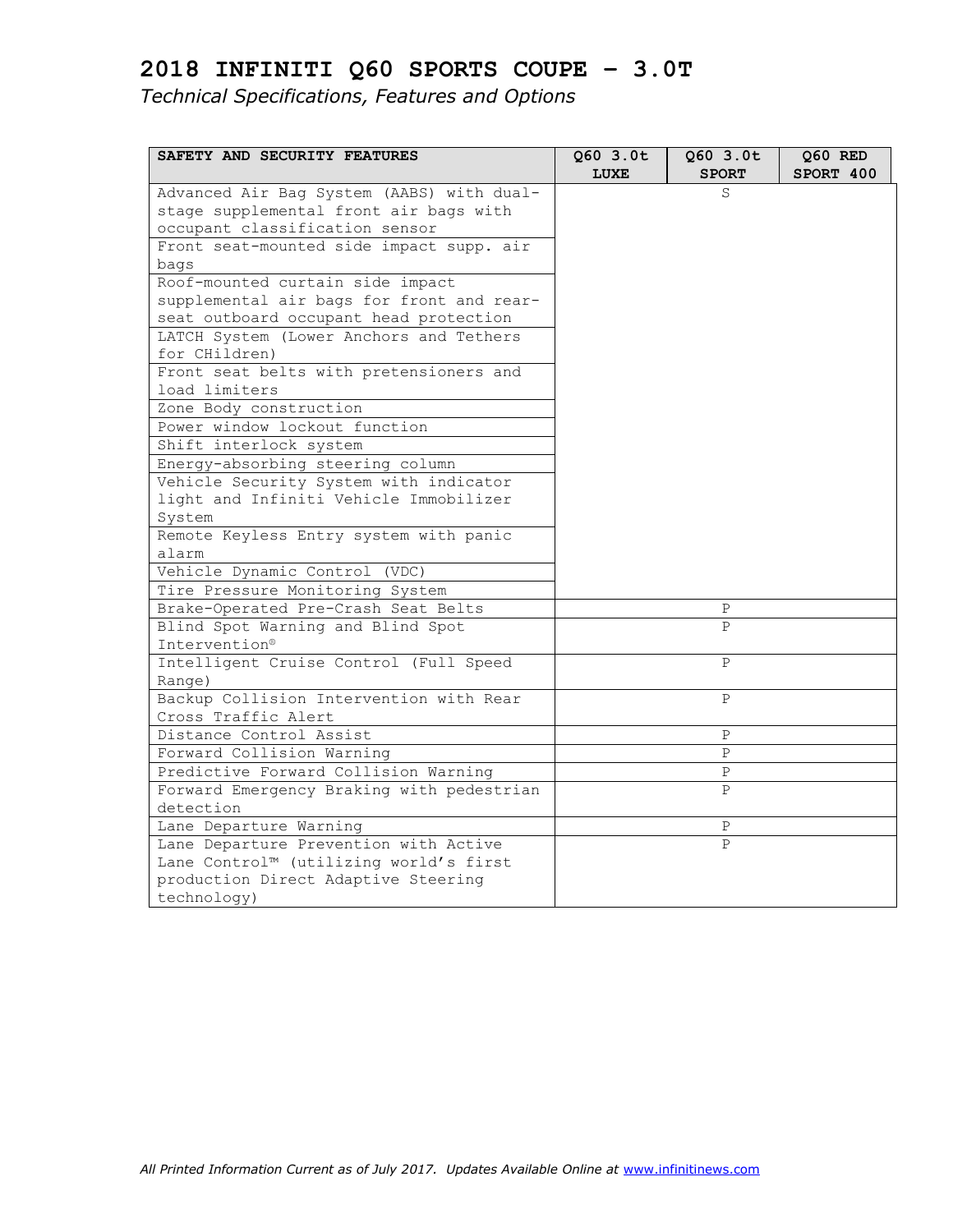# 2018 INFINITI Q60 SPORTS COUPE – 3.0T

*Technical Specifications, Features and Options*

| SAFETY AND SECURITY FEATURES | Q60 3.0t LUXE | Q60 3.0t SPORT | Q60 RED SPORT 400 |
|---|---|---|---|
| Advanced Air Bag System (AABS) with dual-stage supplemental front air bags with occupant classification sensor | S | S | S |
| Front seat-mounted side impact supp. air bags | S | S | S |
| Roof-mounted curtain side impact supplemental air bags for front and rear-seat outboard occupant head protection | S | S | S |
| LATCH System (Lower Anchors and Tethers for CHildren) | S | S | S |
| Front seat belts with pretensioners and load limiters | S | S | S |
| Zone Body construction | S | S | S |
| Power window lockout function | S | S | S |
| Shift interlock system | S | S | S |
| Energy-absorbing steering column | S | S | S |
| Vehicle Security System with indicator light and Infiniti Vehicle Immobilizer System | S | S | S |
| Remote Keyless Entry system with panic alarm | S | S | S |
| Vehicle Dynamic Control (VDC) | S | S | S |
| Tire Pressure Monitoring System | S | S | S |
| Brake-Operated Pre-Crash Seat Belts | P | P | P |
| Blind Spot Warning and Blind Spot Intervention® | P | P | P |
| Intelligent Cruise Control (Full Speed Range) | P | P | P |
| Backup Collision Intervention with Rear Cross Traffic Alert | P | P | P |
| Distance Control Assist | P | P | P |
| Forward Collision Warning | P | P | P |
| Predictive Forward Collision Warning | P | P | P |
| Forward Emergency Braking with pedestrian detection | P | P | P |
| Lane Departure Warning | P | P | P |
| Lane Departure Prevention with Active Lane Control™ (utilizing world's first production Direct Adaptive Steering technology) | P | P | P |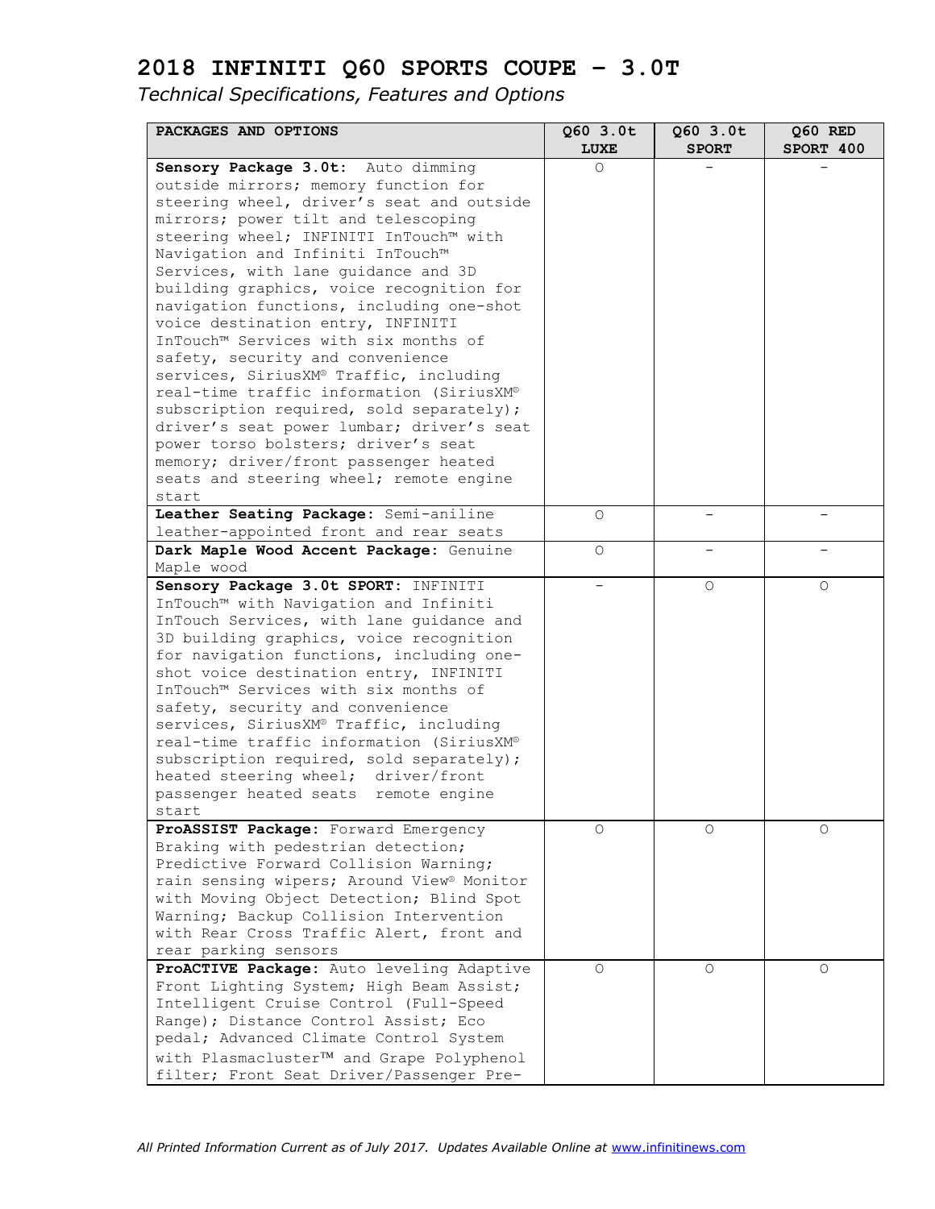# 2018 INFINITI Q60 SPORTS COUPE – 3.0T

*Technical Specifications, Features and Options*

| PACKAGES AND OPTIONS | Q60 3.0t LUXE | Q60 3.0t SPORT | Q60 RED SPORT 400 |
|---|---|---|---|
| **Sensory Package 3.0t:** Auto dimming outside mirrors; memory function for steering wheel, driver's seat and outside mirrors; power tilt and telescoping steering wheel; INFINITI InTouch™ with Navigation and Infiniti InTouch™ Services, with lane guidance and 3D building graphics, voice recognition for navigation functions, including one-shot voice destination entry, INFINITI InTouch™ Services with six months of safety, security and convenience services, SiriusXM® Traffic, including real-time traffic information (SiriusXM® subscription required, sold separately); driver's seat power lumbar; driver's seat power torso bolsters; driver's seat memory; driver/front passenger heated seats and steering wheel; remote engine start | O | – | – |
| **Leather Seating Package:** Semi-aniline leather-appointed front and rear seats | O | – | – |
| **Dark Maple Wood Accent Package:** Genuine Maple wood | O | – | – |
| **Sensory Package 3.0t SPORT:** INFINITI InTouch™ with Navigation and Infiniti InTouch Services, with lane guidance and 3D building graphics, voice recognition for navigation functions, including one-shot voice destination entry, INFINITI InTouch™ Services with six months of safety, security and convenience services, SiriusXM® Traffic, including real-time traffic information (SiriusXM® subscription required, sold separately); heated steering wheel; driver/front passenger heated seats remote engine start | – | O | O |
| **ProASSIST Package:** Forward Emergency Braking with pedestrian detection; Predictive Forward Collision Warning; rain sensing wipers; Around View® Monitor with Moving Object Detection; Blind Spot Warning; Backup Collision Intervention with Rear Cross Traffic Alert, front and rear parking sensors | O | O | O |
| **ProACTIVE Package:** Auto leveling Adaptive Front Lighting System; High Beam Assist; Intelligent Cruise Control (Full-Speed Range); Distance Control Assist; Eco pedal; Advanced Climate Control System with Plasmacluster™ and Grape Polyphenol filter; Front Seat Driver/Passenger Pre- | O | O | O |

*All Printed Information Current as of July 2017. Updates Available Online at www.infinitinews.com*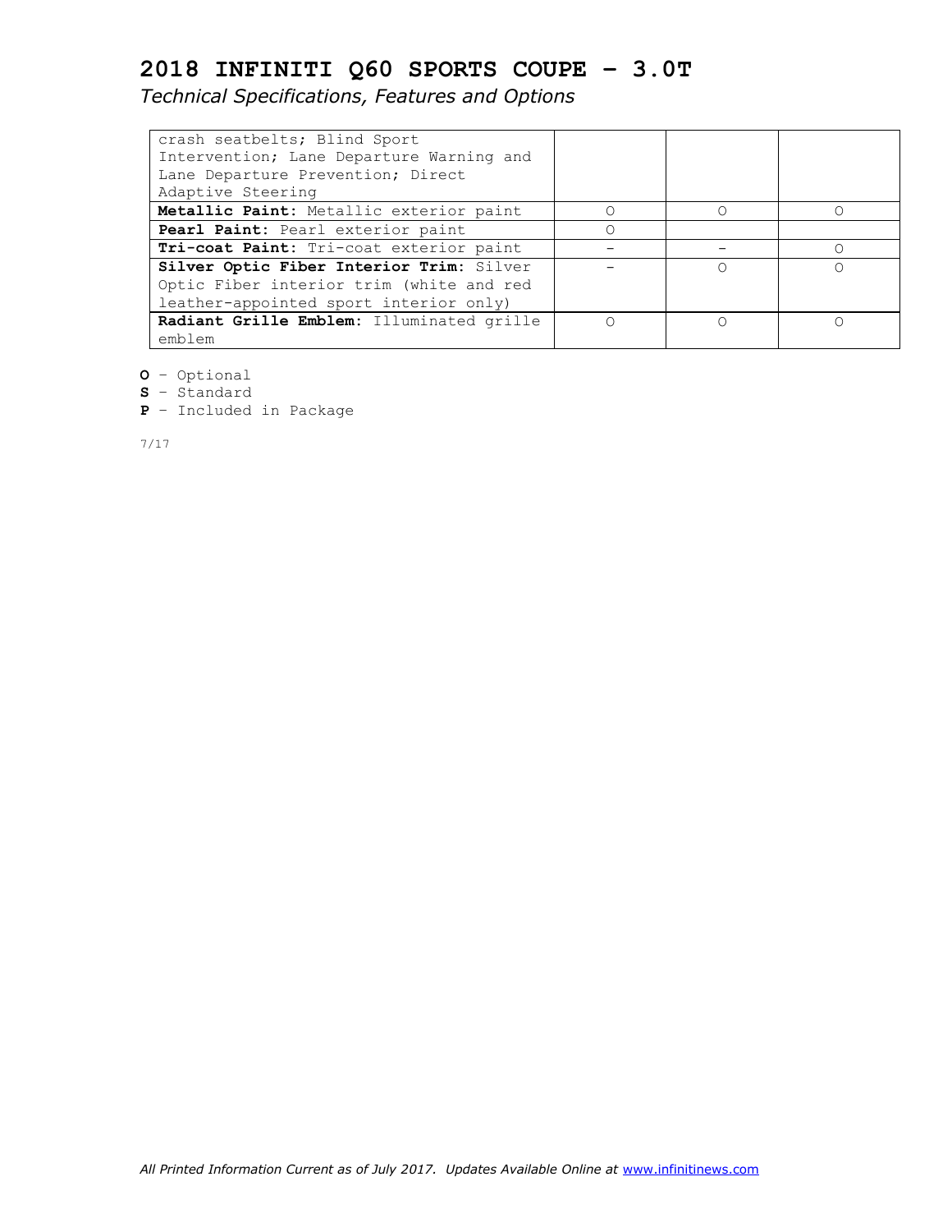# 2018 INFINITI Q60 SPORTS COUPE – 3.0T

*Technical Specifications, Features and Options*

| | | | |
|---|---|---|---|
| crash seatbelts; Blind Sport Intervention; Lane Departure Warning and Lane Departure Prevention; Direct Adaptive Steering | | | |
| **Metallic Paint:** Metallic exterior paint | O | O | O |
| **Pearl Paint:** Pearl exterior paint | O | | |
| **Tri-coat Paint:** Tri-coat exterior paint | – | – | O |
| **Silver Optic Fiber Interior Trim:** Silver Optic Fiber interior trim (white and red leather-appointed sport interior only) | – | O | O |
| **Radiant Grille Emblem:** Illuminated grille emblem | O | O | O |

**O** – Optional
**S** – Standard
**P** – Included in Package

7/17

*All Printed Information Current as of July 2017. Updates Available Online at* www.infinitinews.com